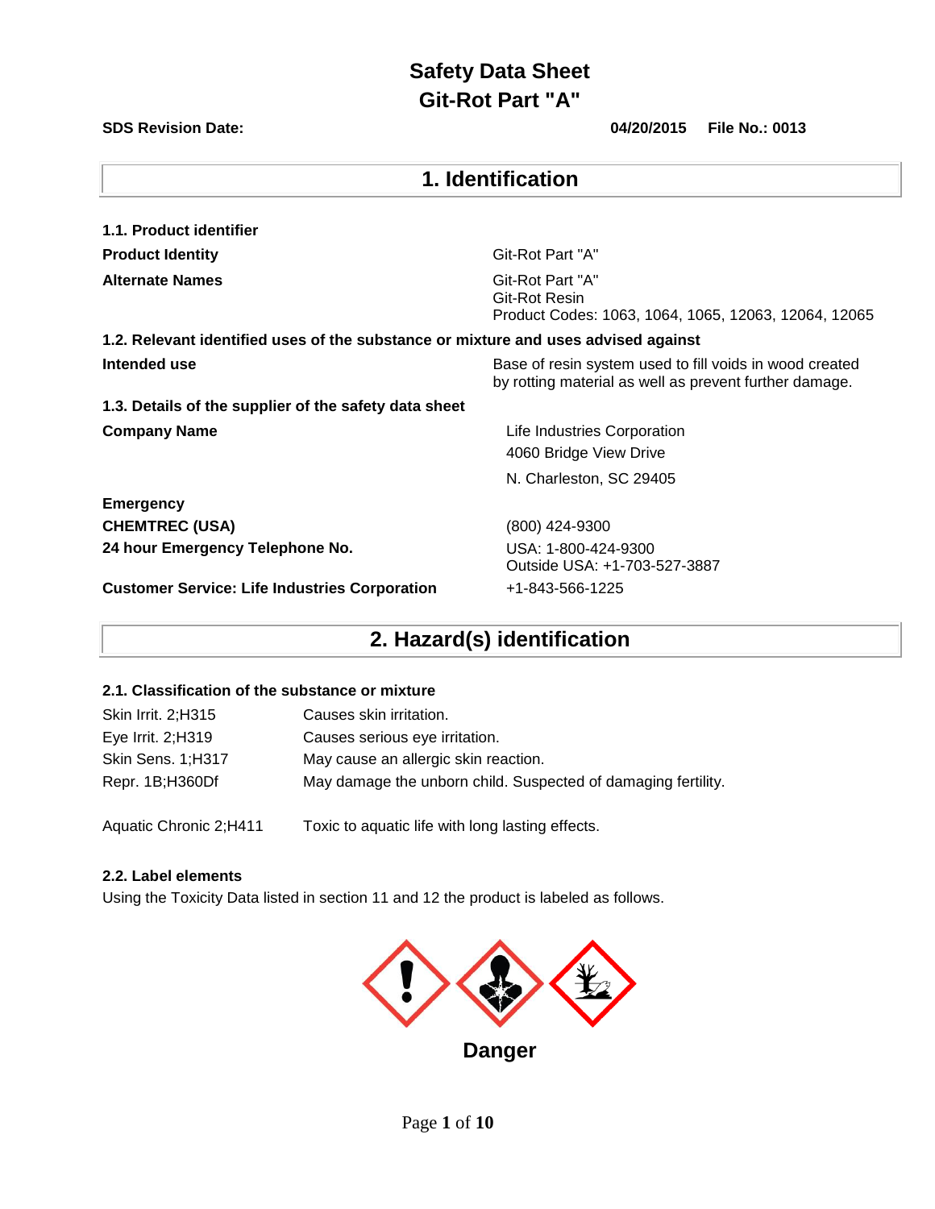# Safety Data Sheet
# Git-Rot Part "A"

**SDS Revision Date:** **04/20/2015** **File No.: 0013**

## 1. Identification

### 1.1. Product identifier

| | |
|---|---|
| **Product Identity** | Git-Rot Part "A" |
| **Alternate Names** | Git-Rot Part "A"<br>Git-Rot Resin<br>Product Codes: 1063, 1064, 1065, 12063, 12064, 12065 |

### 1.2. Relevant identified uses of the substance or mixture and uses advised against

| | |
|---|---|
| **Intended use** | Base of resin system used to fill voids in wood created by rotting material as well as prevent further damage. |

### 1.3. Details of the supplier of the safety data sheet

| | |
|---|---|
| **Company Name** | Life Industries Corporation<br>4060 Bridge View Drive<br>N. Charleston, SC 29405 |
| **Emergency** | |
| **CHEMTREC (USA)** | (800) 424-9300 |
| **24 hour Emergency Telephone No.** | USA: 1-800-424-9300<br>Outside USA: +1-703-527-3887 |
| **Customer Service: Life Industries Corporation** | +1-843-566-1225 |

## 2. Hazard(s) identification

### 2.1. Classification of the substance or mixture

| | |
|---|---|
| Skin Irrit. 2;H315 | Causes skin irritation. |
| Eye Irrit. 2;H319 | Causes serious eye irritation. |
| Skin Sens. 1;H317 | May cause an allergic skin reaction. |
| Repr. 1B;H360Df | May damage the unborn child. Suspected of damaging fertility. |
| Aquatic Chronic 2;H411 | Toxic to aquatic life with long lasting effects. |

### 2.2. Label elements

Using the Toxicity Data listed in section 11 and 12 the product is labeled as follows.

**Danger**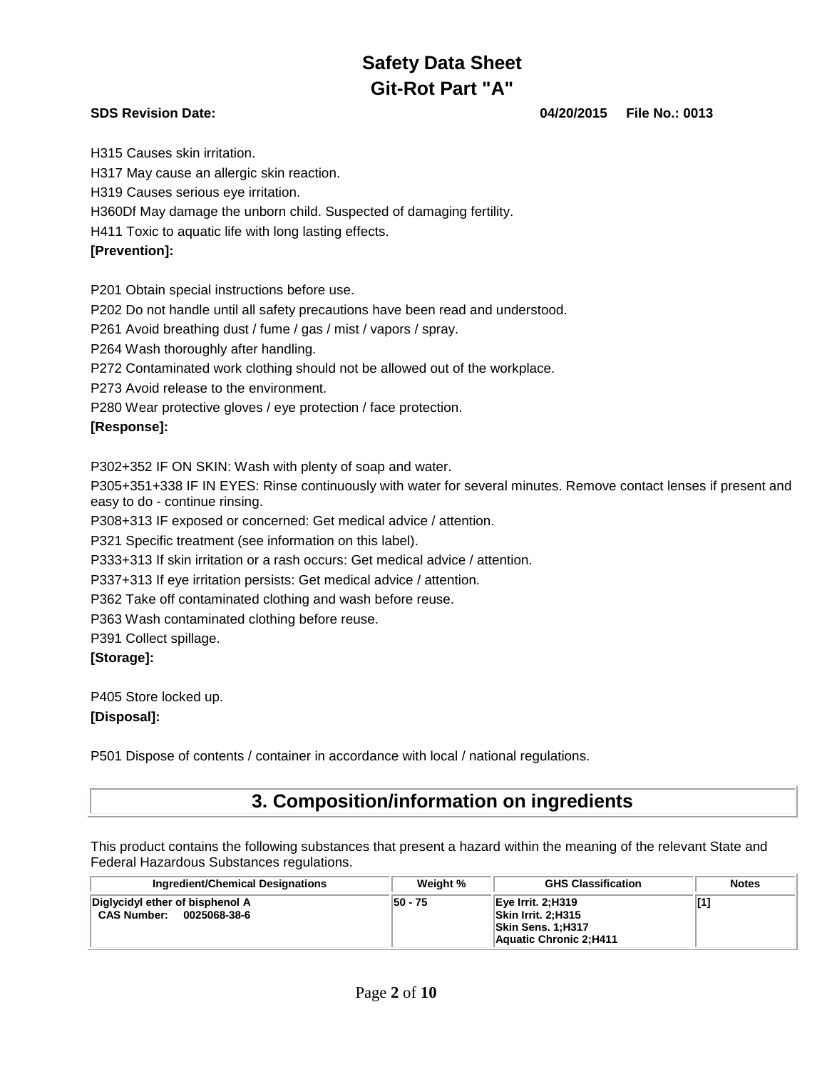H315 Causes skin irritation.

H317 May cause an allergic skin reaction.

H319 Causes serious eye irritation.

H360Df May damage the unborn child. Suspected of damaging fertility.

H411 Toxic to aquatic life with long lasting effects.

**[Prevention]:**

P201 Obtain special instructions before use.

P202 Do not handle until all safety precautions have been read and understood.

P261 Avoid breathing dust / fume / gas / mist / vapors / spray.

P264 Wash thoroughly after handling.

P272 Contaminated work clothing should not be allowed out of the workplace.

P273 Avoid release to the environment.

P280 Wear protective gloves / eye protection / face protection.

**[Response]:**

P302+352 IF ON SKIN: Wash with plenty of soap and water.

P305+351+338 IF IN EYES: Rinse continuously with water for several minutes. Remove contact lenses if present and easy to do - continue rinsing.

P308+313 IF exposed or concerned: Get medical advice / attention.

P321 Specific treatment (see information on this label).

P333+313 If skin irritation or a rash occurs: Get medical advice / attention.

P337+313 If eye irritation persists: Get medical advice / attention.

P362 Take off contaminated clothing and wash before reuse.

P363 Wash contaminated clothing before reuse.

P391 Collect spillage.

**[Storage]:**

P405 Store locked up.

**[Disposal]:**

P501 Dispose of contents / container in accordance with local / national regulations.

# 3. Composition/information on ingredients

This product contains the following substances that present a hazard within the meaning of the relevant State and Federal Hazardous Substances regulations.

| Ingredient/Chemical Designations | Weight % | GHS Classification | Notes |
|---|---|---|---|
| **Diglycidyl ether of bisphenol A**<br>**CAS Number: 0025068-38-6** | **50 - 75** | **Eye Irrit. 2;H319**<br>**Skin Irrit. 2;H315**<br>**Skin Sens. 1;H317**<br>**Aquatic Chronic 2;H411** | **[1]** |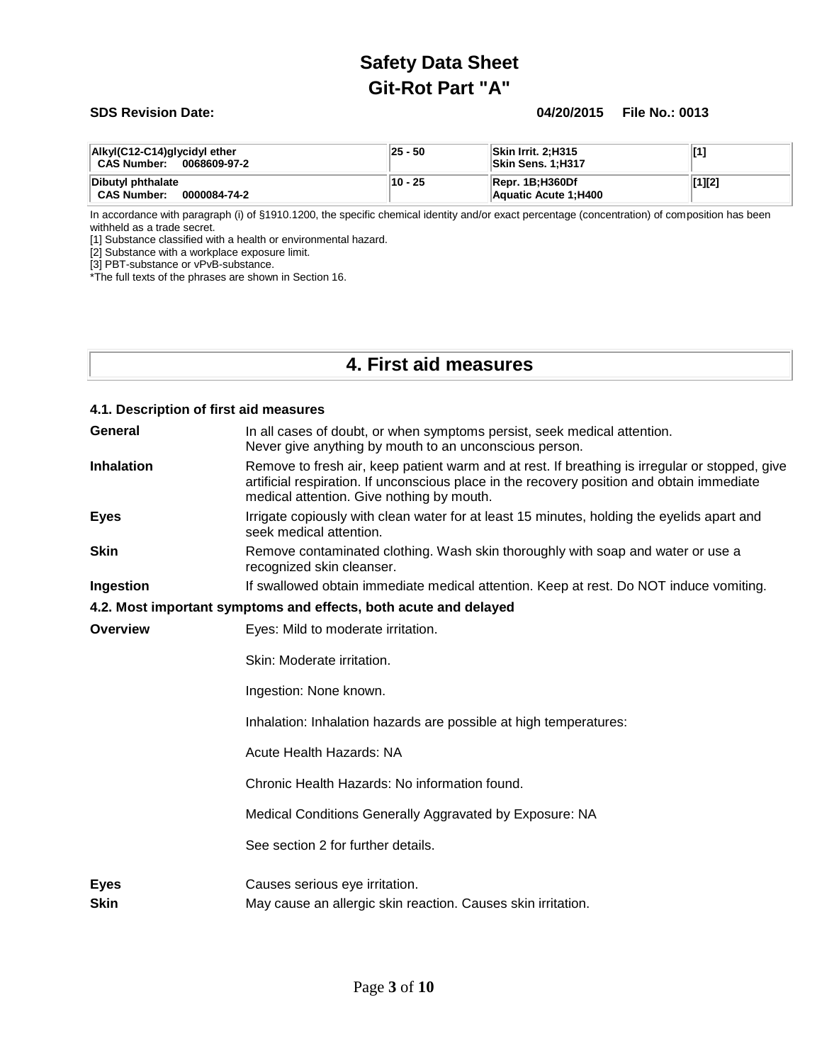| Alkyl(C12-C14)glycidyl ether<br>CAS Number: 0068609-97-2 | 25 - 50 | Skin Irrit. 2;H315<br>Skin Sens. 1;H317 | [1] |
|---|---|---|---|
| Dibutyl phthalate<br>CAS Number: 0000084-74-2 | 10 - 25 | Repr. 1B;H360Df<br>Aquatic Acute 1;H400 | [1][2] |

In accordance with paragraph (i) of §1910.1200, the specific chemical identity and/or exact percentage (concentration) of composition has been withheld as a trade secret.

[1] Substance classified with a health or environmental hazard.

[2] Substance with a workplace exposure limit.

[3] PBT-substance or vPvB-substance.

*The full texts of the phrases are shown in Section 16.

# 4. First aid measures

### 4.1. Description of first aid measures

**General** In all cases of doubt, or when symptoms persist, seek medical attention. Never give anything by mouth to an unconscious person.

**Inhalation** Remove to fresh air, keep patient warm and at rest. If breathing is irregular or stopped, give artificial respiration. If unconscious place in the recovery position and obtain immediate medical attention. Give nothing by mouth.

**Eyes** Irrigate copiously with clean water for at least 15 minutes, holding the eyelids apart and seek medical attention.

**Skin** Remove contaminated clothing. Wash skin thoroughly with soap and water or use a recognized skin cleanser.

**Ingestion** If swallowed obtain immediate medical attention. Keep at rest. Do NOT induce vomiting.

### 4.2. Most important symptoms and effects, both acute and delayed

**Overview** Eyes: Mild to moderate irritation.

Skin: Moderate irritation.

Ingestion: None known.

Inhalation: Inhalation hazards are possible at high temperatures:

Acute Health Hazards: NA

Chronic Health Hazards: No information found.

Medical Conditions Generally Aggravated by Exposure: NA

See section 2 for further details.

**Eyes** Causes serious eye irritation.

**Skin** May cause an allergic skin reaction. Causes skin irritation.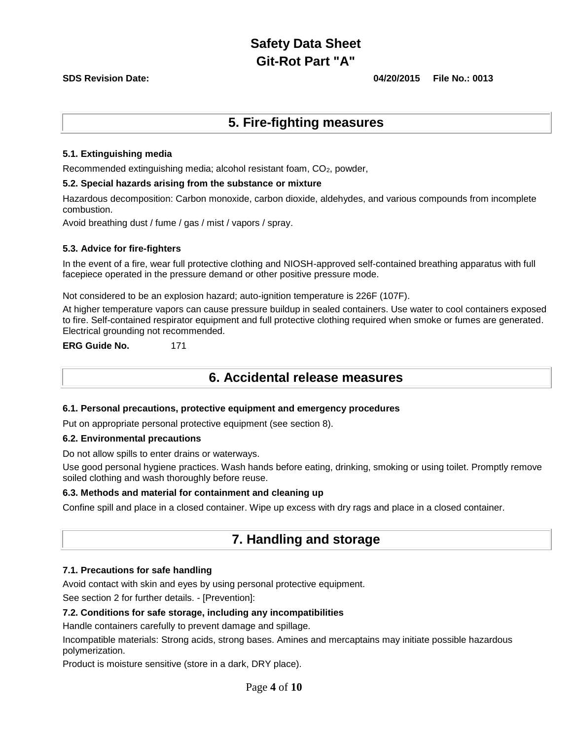## 5. Fire-fighting measures

### 5.1. Extinguishing media

Recommended extinguishing media; alcohol resistant foam, $CO_2$, powder,

### 5.2. Special hazards arising from the substance or mixture

Hazardous decomposition: Carbon monoxide, carbon dioxide, aldehydes, and various compounds from incomplete combustion.

Avoid breathing dust / fume / gas / mist / vapors / spray.

### 5.3. Advice for fire-fighters

In the event of a fire, wear full protective clothing and NIOSH-approved self-contained breathing apparatus with full facepiece operated in the pressure demand or other positive pressure mode.

Not considered to be an explosion hazard; auto-ignition temperature is 226F (107F).

At higher temperature vapors can cause pressure buildup in sealed containers. Use water to cool containers exposed to fire. Self-contained respirator equipment and full protective clothing required when smoke or fumes are generated. Electrical grounding not recommended.

**ERG Guide No.** 171

## 6. Accidental release measures

### 6.1. Personal precautions, protective equipment and emergency procedures

Put on appropriate personal protective equipment (see section 8).

### 6.2. Environmental precautions

Do not allow spills to enter drains or waterways.

Use good personal hygiene practices. Wash hands before eating, drinking, smoking or using toilet. Promptly remove soiled clothing and wash thoroughly before reuse.

### 6.3. Methods and material for containment and cleaning up

Confine spill and place in a closed container. Wipe up excess with dry rags and place in a closed container.

## 7. Handling and storage

### 7.1. Precautions for safe handling

Avoid contact with skin and eyes by using personal protective equipment.

See section 2 for further details. - [Prevention]:

### 7.2. Conditions for safe storage, including any incompatibilities

Handle containers carefully to prevent damage and spillage.

Incompatible materials: Strong acids, strong bases. Amines and mercaptains may initiate possible hazardous polymerization.

Product is moisture sensitive (store in a dark, DRY place).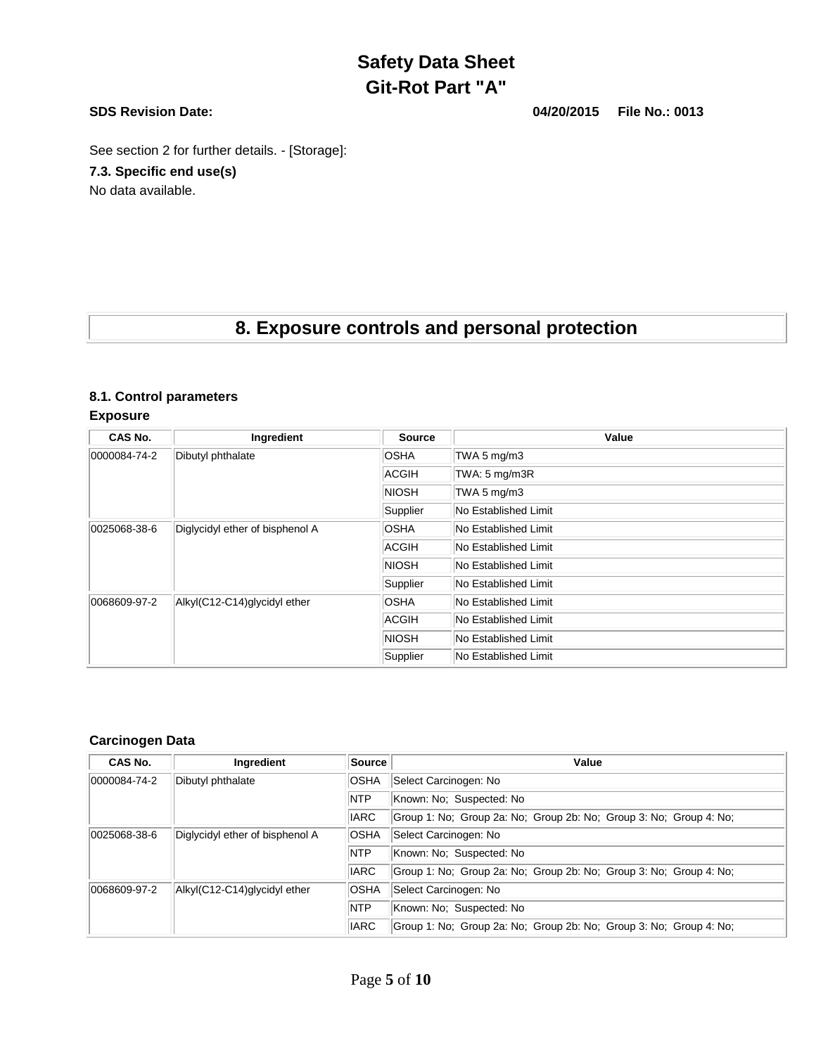See section 2 for further details. - [Storage]:

### 7.3. Specific end use(s)

No data available.

## 8. Exposure controls and personal protection

### 8.1. Control parameters

**Exposure**

| CAS No. | Ingredient | Source | Value |
|---|---|---|---|
| 0000084-74-2 | Dibutyl phthalate | OSHA | TWA 5 mg/m3 |
| | | ACGIH | TWA: 5 mg/m3R |
| | | NIOSH | TWA 5 mg/m3 |
| | | Supplier | No Established Limit |
| 0025068-38-6 | Diglycidyl ether of bisphenol A | OSHA | No Established Limit |
| | | ACGIH | No Established Limit |
| | | NIOSH | No Established Limit |
| | | Supplier | No Established Limit |
| 0068609-97-2 | Alkyl(C12-C14)glycidyl ether | OSHA | No Established Limit |
| | | ACGIH | No Established Limit |
| | | NIOSH | No Established Limit |
| | | Supplier | No Established Limit |

**Carcinogen Data**

| CAS No. | Ingredient | Source | Value |
|---|---|---|---|
| 0000084-74-2 | Dibutyl phthalate | OSHA | Select Carcinogen: No |
| | | NTP | Known: No; Suspected: No |
| | | IARC | Group 1: No; Group 2a: No; Group 2b: No; Group 3: No; Group 4: No; |
| 0025068-38-6 | Diglycidyl ether of bisphenol A | OSHA | Select Carcinogen: No |
| | | NTP | Known: No; Suspected: No |
| | | IARC | Group 1: No; Group 2a: No; Group 2b: No; Group 3: No; Group 4: No; |
| 0068609-97-2 | Alkyl(C12-C14)glycidyl ether | OSHA | Select Carcinogen: No |
| | | NTP | Known: No; Suspected: No |
| | | IARC | Group 1: No; Group 2a: No; Group 2b: No; Group 3: No; Group 4: No; |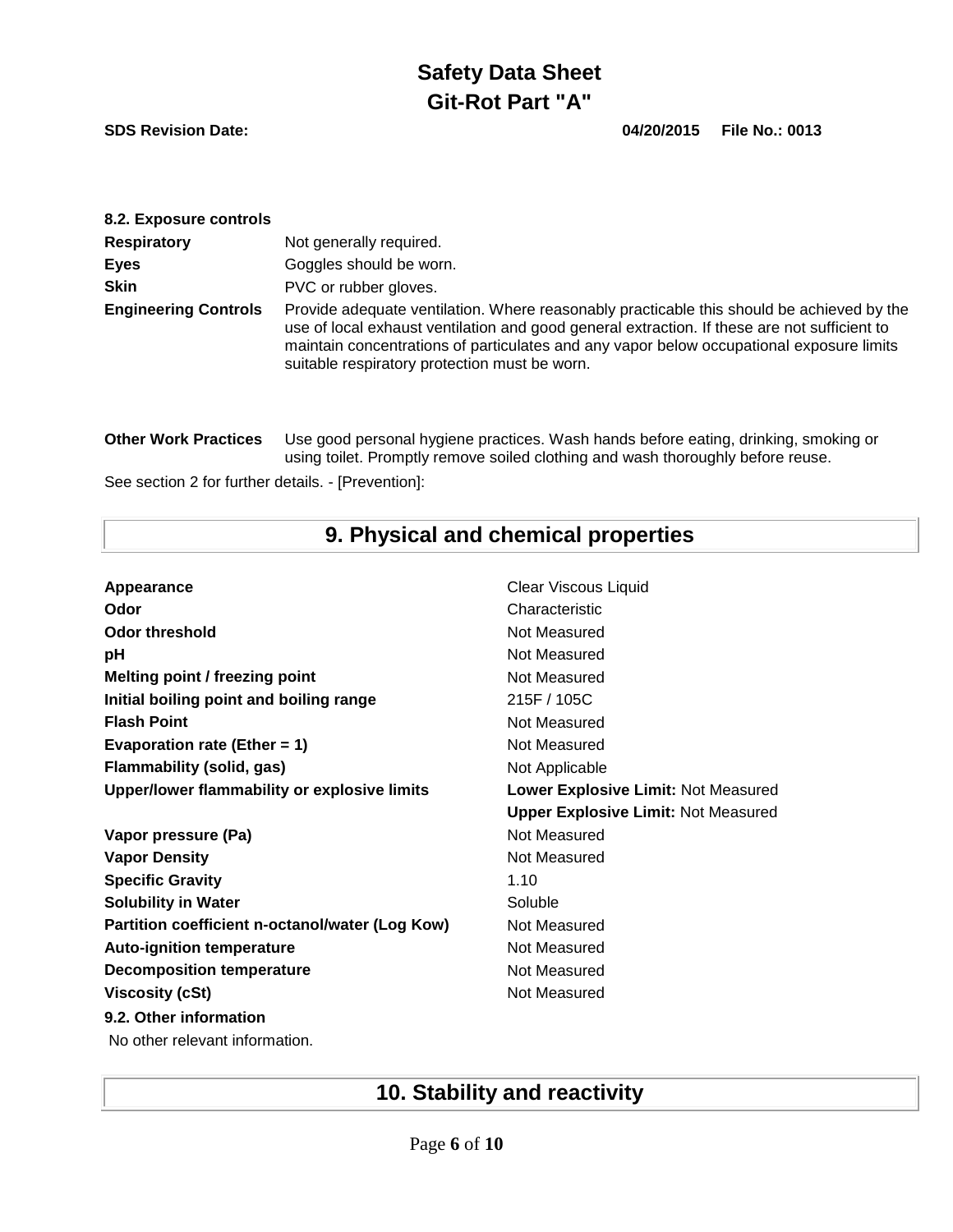#### 8.2. Exposure controls

| | |
|---|---|
| **Respiratory** | Not generally required. |
| **Eyes** | Goggles should be worn. |
| **Skin** | PVC or rubber gloves. |
| **Engineering Controls** | Provide adequate ventilation. Where reasonably practicable this should be achieved by the use of local exhaust ventilation and good general extraction. If these are not sufficient to maintain concentrations of particulates and any vapor below occupational exposure limits suitable respiratory protection must be worn. |
| **Other Work Practices** | Use good personal hygiene practices. Wash hands before eating, drinking, smoking or using toilet. Promptly remove soiled clothing and wash thoroughly before reuse. |

See section 2 for further details. - [Prevention]:

## 9. Physical and chemical properties

| | |
|---|---|
| **Appearance** | Clear Viscous Liquid |
| **Odor** | Characteristic |
| **Odor threshold** | Not Measured |
| **pH** | Not Measured |
| **Melting point / freezing point** | Not Measured |
| **Initial boiling point and boiling range** | 215F / 105C |
| **Flash Point** | Not Measured |
| **Evaporation rate (Ether = 1)** | Not Measured |
| **Flammability (solid, gas)** | Not Applicable |
| **Upper/lower flammability or explosive limits** | **Lower Explosive Limit:** Not Measured<br>**Upper Explosive Limit:** Not Measured |
| **Vapor pressure (Pa)** | Not Measured |
| **Vapor Density** | Not Measured |
| **Specific Gravity** | 1.10 |
| **Solubility in Water** | Soluble |
| **Partition coefficient n-octanol/water (Log Kow)** | Not Measured |
| **Auto-ignition temperature** | Not Measured |
| **Decomposition temperature** | Not Measured |
| **Viscosity (cSt)** | Not Measured |

#### 9.2. Other information

No other relevant information.

## 10. Stability and reactivity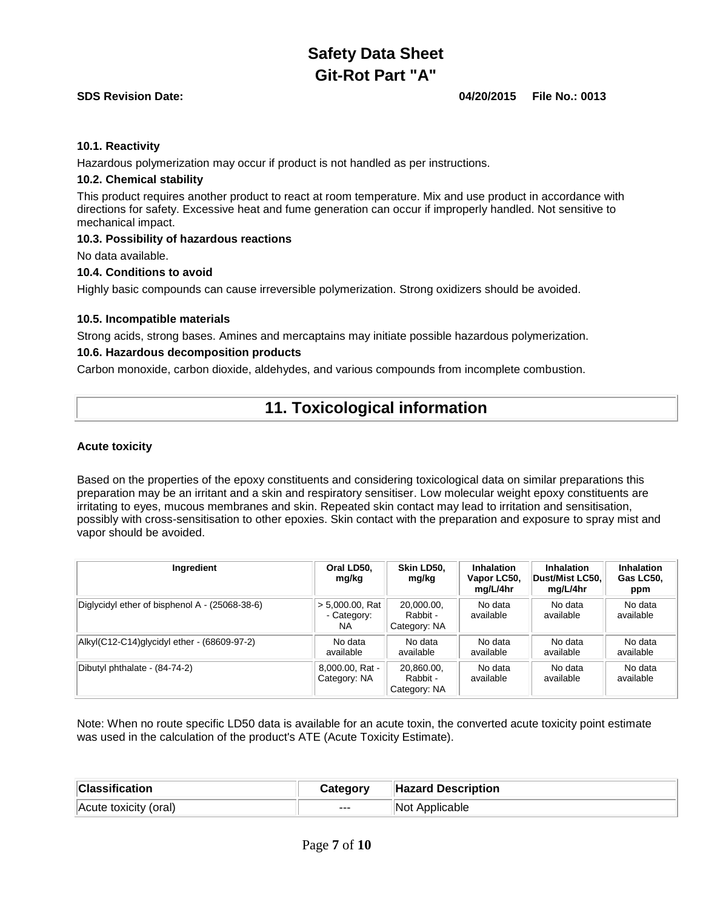**10.1. Reactivity**

Hazardous polymerization may occur if product is not handled as per instructions.

**10.2. Chemical stability**

This product requires another product to react at room temperature. Mix and use product in accordance with directions for safety. Excessive heat and fume generation can occur if improperly handled. Not sensitive to mechanical impact.

**10.3. Possibility of hazardous reactions**

No data available.

**10.4. Conditions to avoid**

Highly basic compounds can cause irreversible polymerization. Strong oxidizers should be avoided.

**10.5. Incompatible materials**

Strong acids, strong bases. Amines and mercaptains may initiate possible hazardous polymerization.

**10.6. Hazardous decomposition products**

Carbon monoxide, carbon dioxide, aldehydes, and various compounds from incomplete combustion.

## 11. Toxicological information

**Acute toxicity**

Based on the properties of the epoxy constituents and considering toxicological data on similar preparations this preparation may be an irritant and a skin and respiratory sensitiser. Low molecular weight epoxy constituents are irritating to eyes, mucous membranes and skin. Repeated skin contact may lead to irritation and sensitisation, possibly with cross-sensitisation to other epoxies. Skin contact with the preparation and exposure to spray mist and vapor should be avoided.

| Ingredient | Oral LD50, mg/kg | Skin LD50, mg/kg | Inhalation Vapor LC50, mg/L/4hr | Inhalation Dust/Mist LC50, mg/L/4hr | Inhalation Gas LC50, ppm |
|---|---|---|---|---|---|
| Diglycidyl ether of bisphenol A - (25068-38-6) | > 5,000.00, Rat - Category: NA | 20,000.00, Rabbit - Category: NA | No data available | No data available | No data available |
| Alkyl(C12-C14)glycidyl ether - (68609-97-2) | No data available | No data available | No data available | No data available | No data available |
| Dibutyl phthalate - (84-74-2) | 8,000.00, Rat - Category: NA | 20,860.00, Rabbit - Category: NA | No data available | No data available | No data available |

Note: When no route specific LD50 data is available for an acute toxin, the converted acute toxicity point estimate was used in the calculation of the product's ATE (Acute Toxicity Estimate).

| Classification | Category | Hazard Description |
|---|---|---|
| Acute toxicity (oral) | --- | Not Applicable |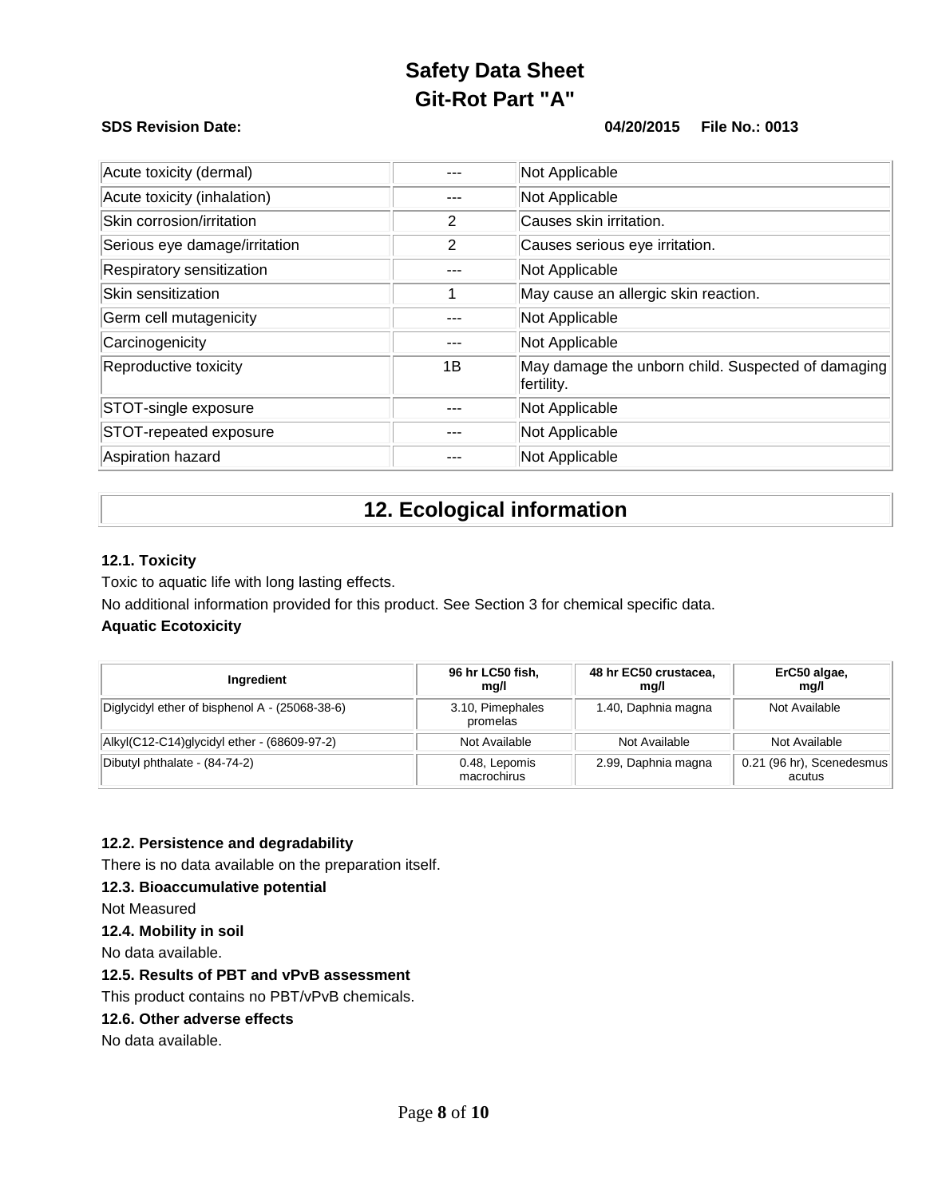| Acute toxicity (dermal) | --- | Not Applicable |
|---|---|---|
| Acute toxicity (inhalation) | --- | Not Applicable |
| Skin corrosion/irritation | 2 | Causes skin irritation. |
| Serious eye damage/irritation | 2 | Causes serious eye irritation. |
| Respiratory sensitization | --- | Not Applicable |
| Skin sensitization | 1 | May cause an allergic skin reaction. |
| Germ cell mutagenicity | --- | Not Applicable |
| Carcinogenicity | --- | Not Applicable |
| Reproductive toxicity | 1B | May damage the unborn child. Suspected of damaging fertility. |
| STOT-single exposure | --- | Not Applicable |
| STOT-repeated exposure | --- | Not Applicable |
| Aspiration hazard | --- | Not Applicable |

# 12. Ecological information

**12.1. Toxicity**

Toxic to aquatic life with long lasting effects.

No additional information provided for this product. See Section 3 for chemical specific data.

**Aquatic Ecotoxicity**

| Ingredient | 96 hr LC50 fish, mg/l | 48 hr EC50 crustacea, mg/l | ErC50 algae, mg/l |
|---|---|---|---|
| Diglycidyl ether of bisphenol A - (25068-38-6) | 3.10, Pimephales promelas | 1.40, Daphnia magna | Not Available |
| Alkyl(C12-C14)glycidyl ether - (68609-97-2) | Not Available | Not Available | Not Available |
| Dibutyl phthalate - (84-74-2) | 0.48, Lepomis macrochirus | 2.99, Daphnia magna | 0.21 (96 hr), Scenedesmus acutus |

**12.2. Persistence and degradability**

There is no data available on the preparation itself.

**12.3. Bioaccumulative potential**

Not Measured

**12.4. Mobility in soil**

No data available.

**12.5. Results of PBT and vPvB assessment**

This product contains no PBT/vPvB chemicals.

**12.6. Other adverse effects**

No data available.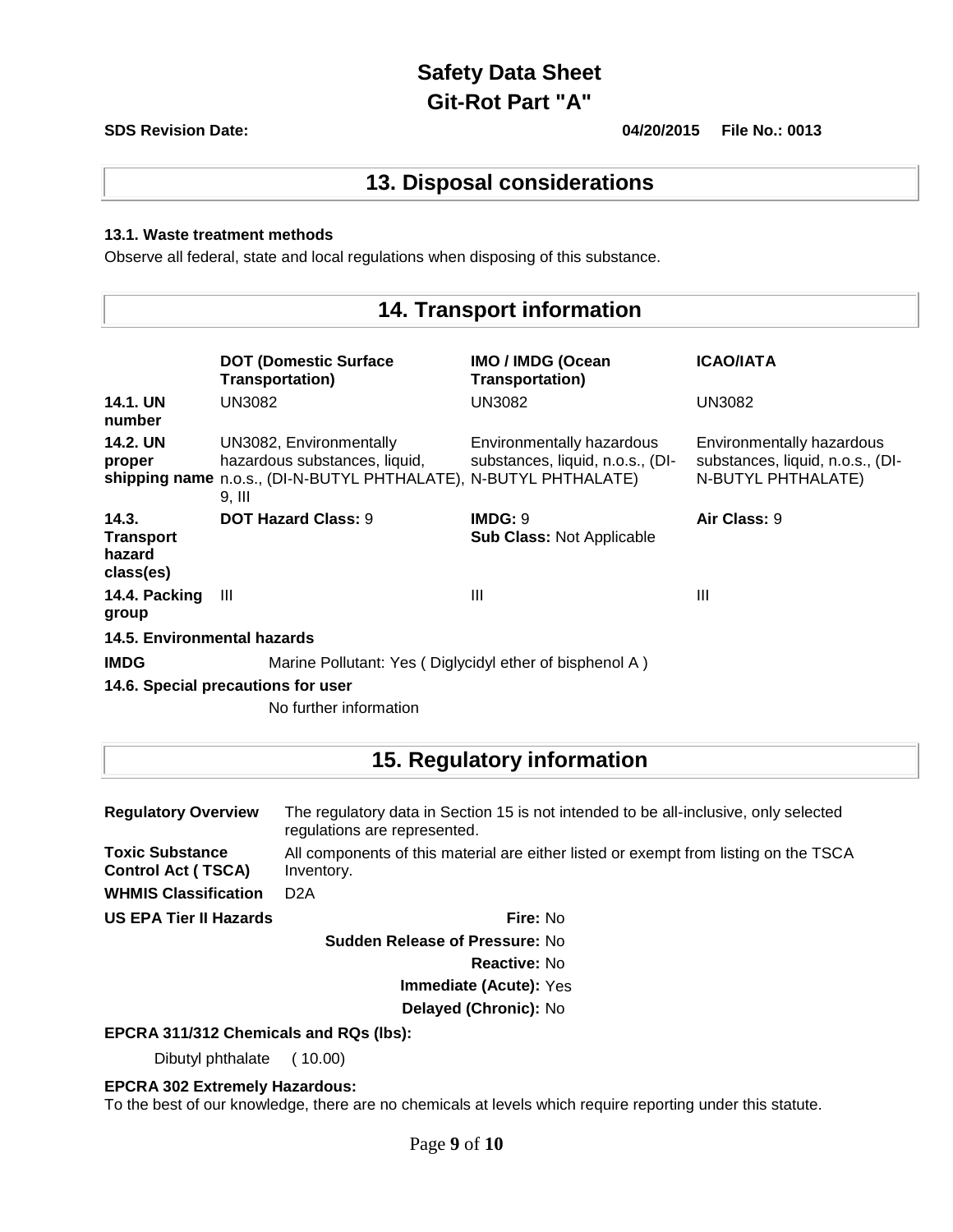# Safety Data Sheet
# Git-Rot Part "A"

**SDS Revision Date:** **04/20/2015** **File No.: 0013**

## 13. Disposal considerations

**13.1. Waste treatment methods**

Observe all federal, state and local regulations when disposing of this substance.

## 14. Transport information

| | DOT (Domestic Surface Transportation) | IMO / IMDG (Ocean Transportation) | ICAO/IATA |
|---|---|---|---|
| **14.1. UN number** | UN3082 | UN3082 | UN3082 |
| **14.2. UN proper shipping name** | UN3082, Environmentally hazardous substances, liquid, n.o.s., (DI-N-BUTYL PHTHALATE), 9, III | Environmentally hazardous substances, liquid, n.o.s., (DI-N-BUTYL PHTHALATE) | Environmentally hazardous substances, liquid, n.o.s., (DI-N-BUTYL PHTHALATE) |
| **14.3. Transport hazard class(es)** | **DOT Hazard Class:** 9 | **IMDG:** 9<br>**Sub Class:** Not Applicable | **Air Class:** 9 |
| **14.4. Packing group** | III | III | III |

**14.5. Environmental hazards**

**IMDG** Marine Pollutant: Yes ( Diglycidyl ether of bisphenol A )

**14.6. Special precautions for user**

No further information

## 15. Regulatory information

| | |
|---|---|
| **Regulatory Overview** | The regulatory data in Section 15 is not intended to be all-inclusive, only selected regulations are represented. |
| **Toxic Substance Control Act ( TSCA)** | All components of this material are either listed or exempt from listing on the TSCA Inventory. |
| **WHMIS Classification** | D2A |

**US EPA Tier II Hazards**

**Fire:** No
**Sudden Release of Pressure:** No
**Reactive:** No
**Immediate (Acute):** Yes
**Delayed (Chronic):** No

**EPCRA 311/312 Chemicals and RQs (lbs):**

Dibutyl phthalate ( 10.00)

**EPCRA 302 Extremely Hazardous:**

To the best of our knowledge, there are no chemicals at levels which require reporting under this statute.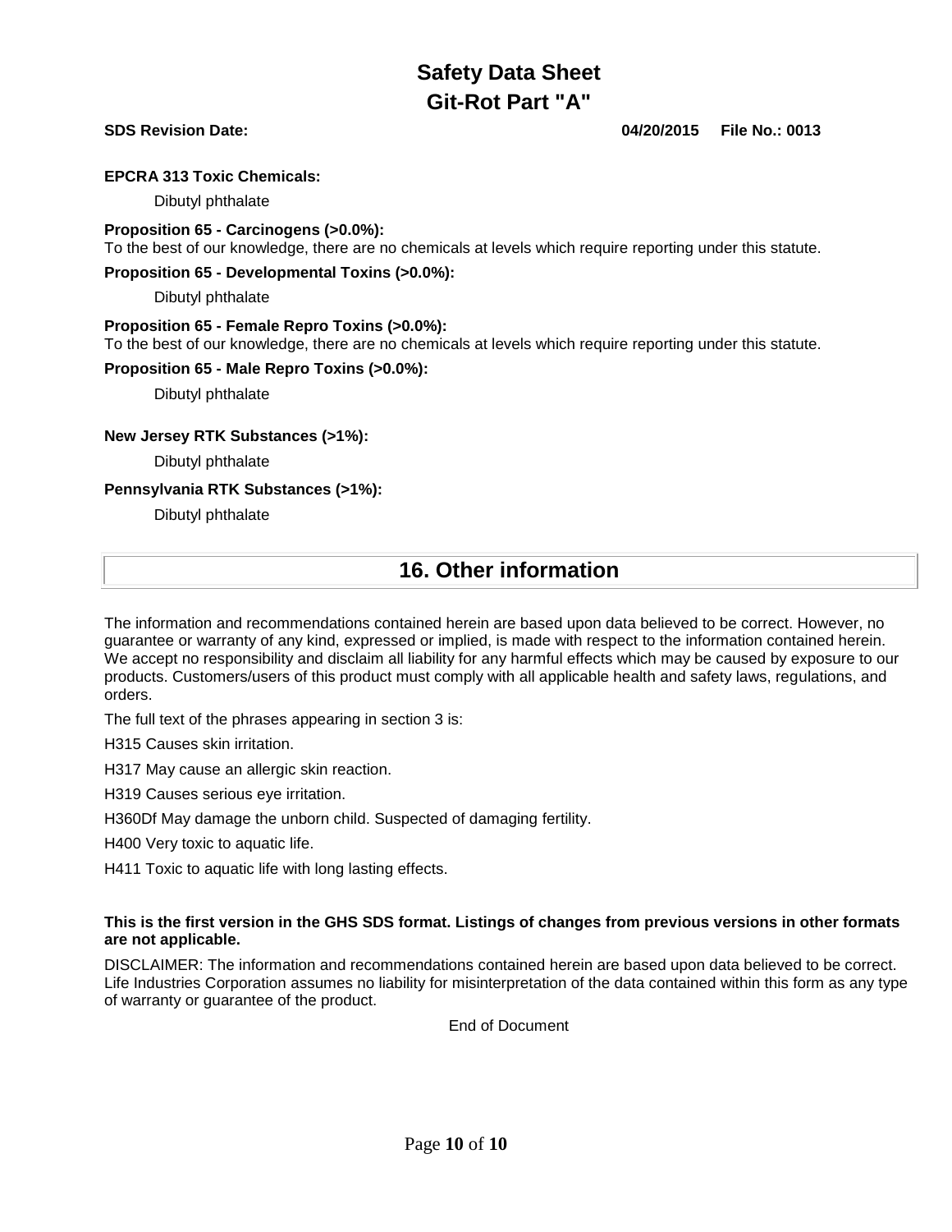**EPCRA 313 Toxic Chemicals:**

Dibutyl phthalate

**Proposition 65 - Carcinogens (>0.0%):**

To the best of our knowledge, there are no chemicals at levels which require reporting under this statute.

**Proposition 65 - Developmental Toxins (>0.0%):**

Dibutyl phthalate

**Proposition 65 - Female Repro Toxins (>0.0%):**

To the best of our knowledge, there are no chemicals at levels which require reporting under this statute.

**Proposition 65 - Male Repro Toxins (>0.0%):**

Dibutyl phthalate

**New Jersey RTK Substances (>1%):**

Dibutyl phthalate

**Pennsylvania RTK Substances (>1%):**

Dibutyl phthalate

## 16. Other information

The information and recommendations contained herein are based upon data believed to be correct. However, no guarantee or warranty of any kind, expressed or implied, is made with respect to the information contained herein. We accept no responsibility and disclaim all liability for any harmful effects which may be caused by exposure to our products. Customers/users of this product must comply with all applicable health and safety laws, regulations, and orders.

The full text of the phrases appearing in section 3 is:

H315 Causes skin irritation.

H317 May cause an allergic skin reaction.

H319 Causes serious eye irritation.

H360Df May damage the unborn child. Suspected of damaging fertility.

H400 Very toxic to aquatic life.

H411 Toxic to aquatic life with long lasting effects.

**This is the first version in the GHS SDS format. Listings of changes from previous versions in other formats are not applicable.**

DISCLAIMER: The information and recommendations contained herein are based upon data believed to be correct. Life Industries Corporation assumes no liability for misinterpretation of the data contained within this form as any type of warranty or guarantee of the product.

End of Document